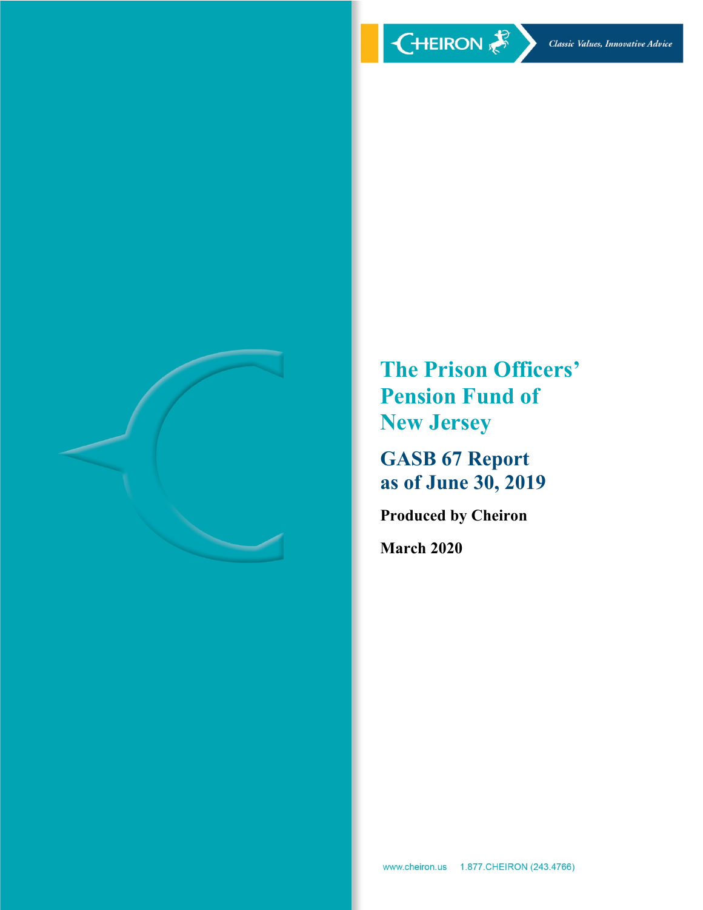CHEIRON

*Classic Values, Innovative Advice*

# The Prison Officers' Pension Fund of New Jersey

## GASB 67 Report as of June 30, 2019

**Produced by Cheiron**

**March 2020**

www.cheiron.us 1.877.CHEIRON (243.4766)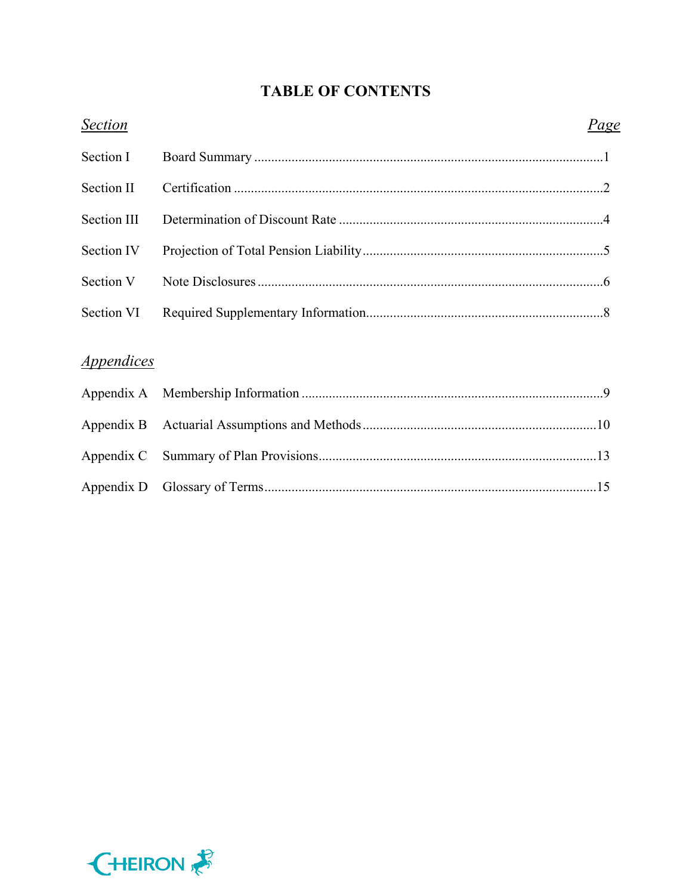# TABLE OF CONTENTS

| *Section* | | *Page* |
|---|---|---|
| Section I | Board Summary | 1 |
| Section II | Certification | 2 |
| Section III | Determination of Discount Rate | 4 |
| Section IV | Projection of Total Pension Liability | 5 |
| Section V | Note Disclosures | 6 |
| Section VI | Required Supplementary Information | 8 |

| *Appendices* | | |
|---|---|---|
| Appendix A | Membership Information | 9 |
| Appendix B | Actuarial Assumptions and Methods | 10 |
| Appendix C | Summary of Plan Provisions | 13 |
| Appendix D | Glossary of Terms | 15 |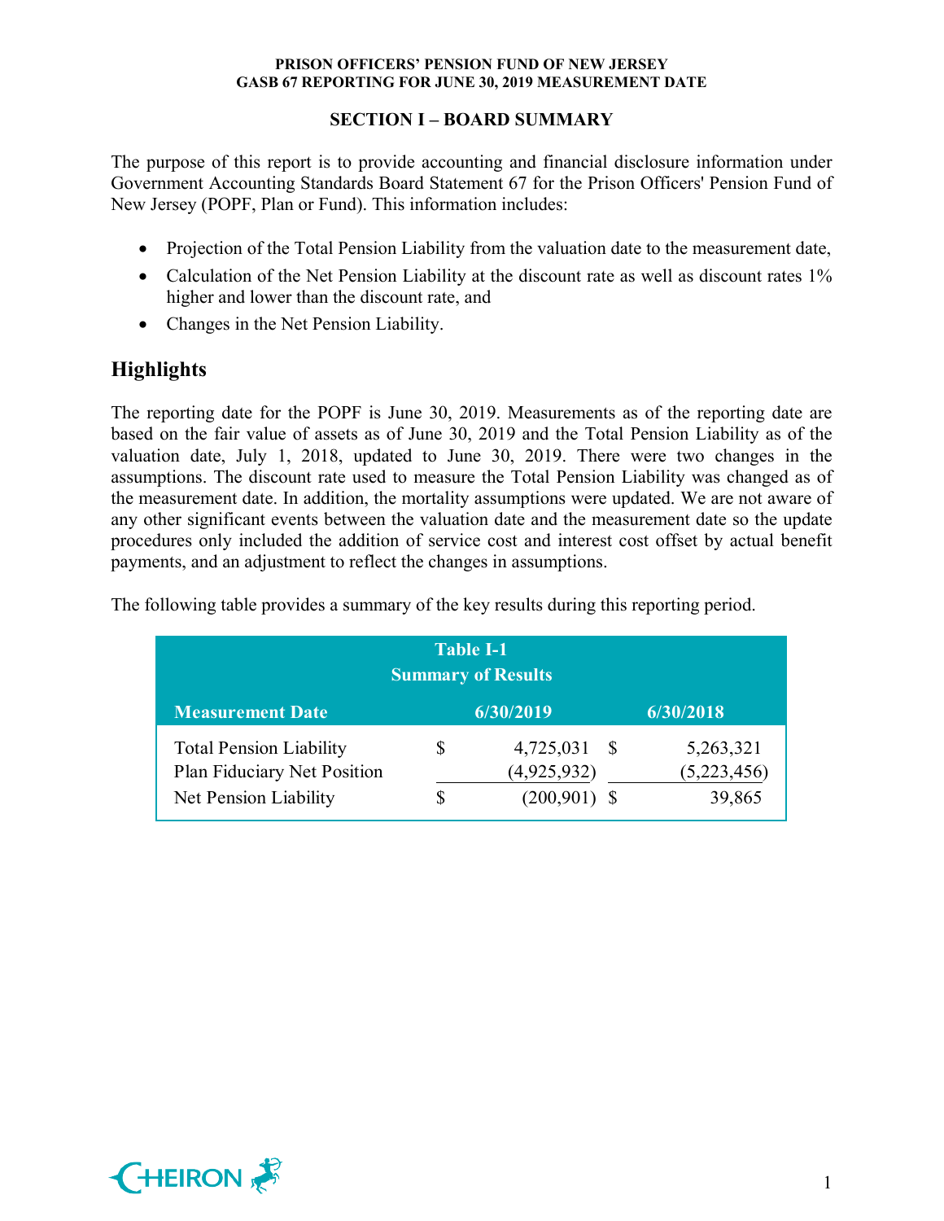## SECTION I – BOARD SUMMARY

The purpose of this report is to provide accounting and financial disclosure information under Government Accounting Standards Board Statement 67 for the Prison Officers' Pension Fund of New Jersey (POPF, Plan or Fund). This information includes:

- Projection of the Total Pension Liability from the valuation date to the measurement date,
- Calculation of the Net Pension Liability at the discount rate as well as discount rates 1% higher and lower than the discount rate, and
- Changes in the Net Pension Liability.

## Highlights

The reporting date for the POPF is June 30, 2019. Measurements as of the reporting date are based on the fair value of assets as of June 30, 2019 and the Total Pension Liability as of the valuation date, July 1, 2018, updated to June 30, 2019. There were two changes in the assumptions. The discount rate used to measure the Total Pension Liability was changed as of the measurement date. In addition, the mortality assumptions were updated. We are not aware of any other significant events between the valuation date and the measurement date so the update procedures only included the addition of service cost and interest cost offset by actual benefit payments, and an adjustment to reflect the changes in assumptions.

The following table provides a summary of the key results during this reporting period.

**Table I-1**
**Summary of Results**

| Measurement Date | 6/30/2019 | 6/30/2018 |
|---|---|---|
| Total Pension Liability | $ 4,725,031 | $ 5,263,321 |
| Plan Fiduciary Net Position | (4,925,932) | (5,223,456) |
| Net Pension Liability | $ (200,901) | $ 39,865 |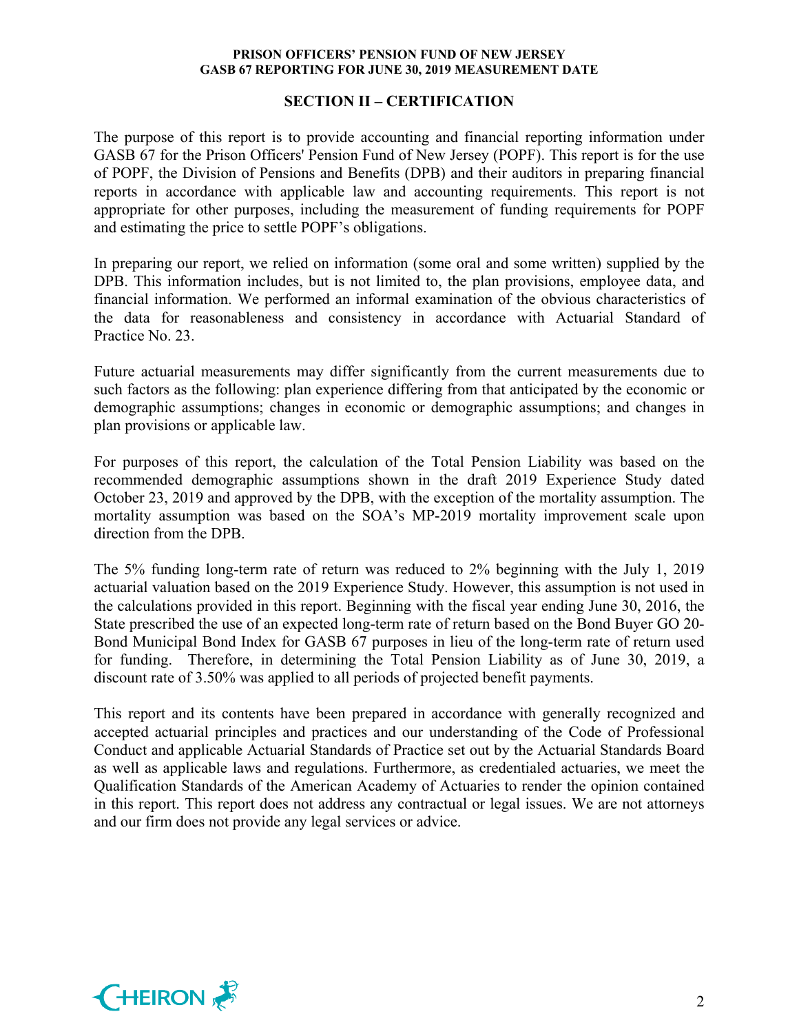## SECTION II – CERTIFICATION

The purpose of this report is to provide accounting and financial reporting information under GASB 67 for the Prison Officers' Pension Fund of New Jersey (POPF). This report is for the use of POPF, the Division of Pensions and Benefits (DPB) and their auditors in preparing financial reports in accordance with applicable law and accounting requirements. This report is not appropriate for other purposes, including the measurement of funding requirements for POPF and estimating the price to settle POPF's obligations.

In preparing our report, we relied on information (some oral and some written) supplied by the DPB. This information includes, but is not limited to, the plan provisions, employee data, and financial information. We performed an informal examination of the obvious characteristics of the data for reasonableness and consistency in accordance with Actuarial Standard of Practice No. 23.

Future actuarial measurements may differ significantly from the current measurements due to such factors as the following: plan experience differing from that anticipated by the economic or demographic assumptions; changes in economic or demographic assumptions; and changes in plan provisions or applicable law.

For purposes of this report, the calculation of the Total Pension Liability was based on the recommended demographic assumptions shown in the draft 2019 Experience Study dated October 23, 2019 and approved by the DPB, with the exception of the mortality assumption. The mortality assumption was based on the SOA's MP-2019 mortality improvement scale upon direction from the DPB.

The 5% funding long-term rate of return was reduced to 2% beginning with the July 1, 2019 actuarial valuation based on the 2019 Experience Study. However, this assumption is not used in the calculations provided in this report. Beginning with the fiscal year ending June 30, 2016, the State prescribed the use of an expected long-term rate of return based on the Bond Buyer GO 20-Bond Municipal Bond Index for GASB 67 purposes in lieu of the long-term rate of return used for funding. Therefore, in determining the Total Pension Liability as of June 30, 2019, a discount rate of 3.50% was applied to all periods of projected benefit payments.

This report and its contents have been prepared in accordance with generally recognized and accepted actuarial principles and practices and our understanding of the Code of Professional Conduct and applicable Actuarial Standards of Practice set out by the Actuarial Standards Board as well as applicable laws and regulations. Furthermore, as credentialed actuaries, we meet the Qualification Standards of the American Academy of Actuaries to render the opinion contained in this report. This report does not address any contractual or legal issues. We are not attorneys and our firm does not provide any legal services or advice.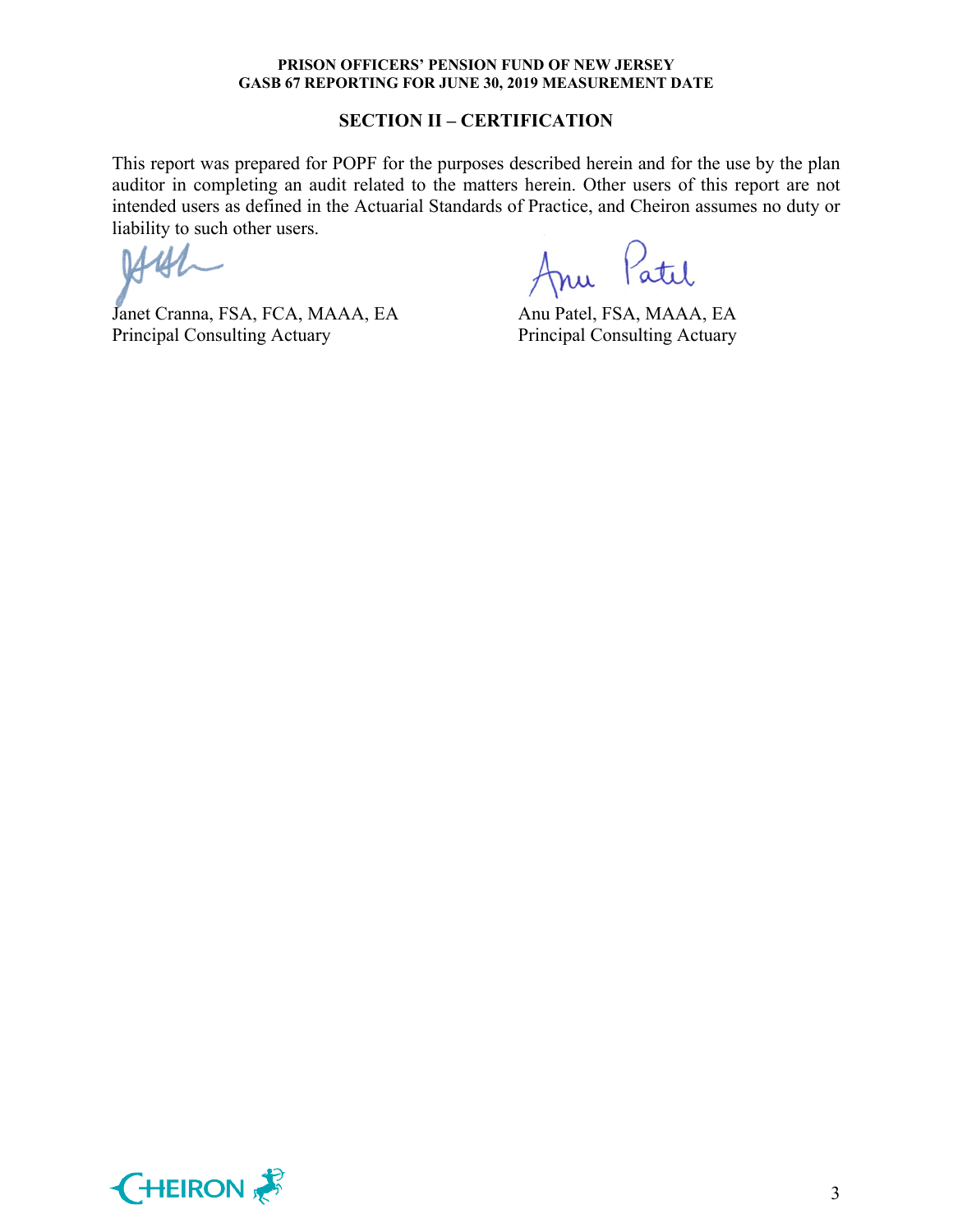## SECTION II – CERTIFICATION

This report was prepared for POPF for the purposes described herein and for the use by the plan auditor in completing an audit related to the matters herein. Other users of this report are not intended users as defined in the Actuarial Standards of Practice, and Cheiron assumes no duty or liability to such other users.

Janet Cranna, FSA, FCA, MAAA, EA
Principal Consulting Actuary

Anu Patel, FSA, MAAA, EA
Principal Consulting Actuary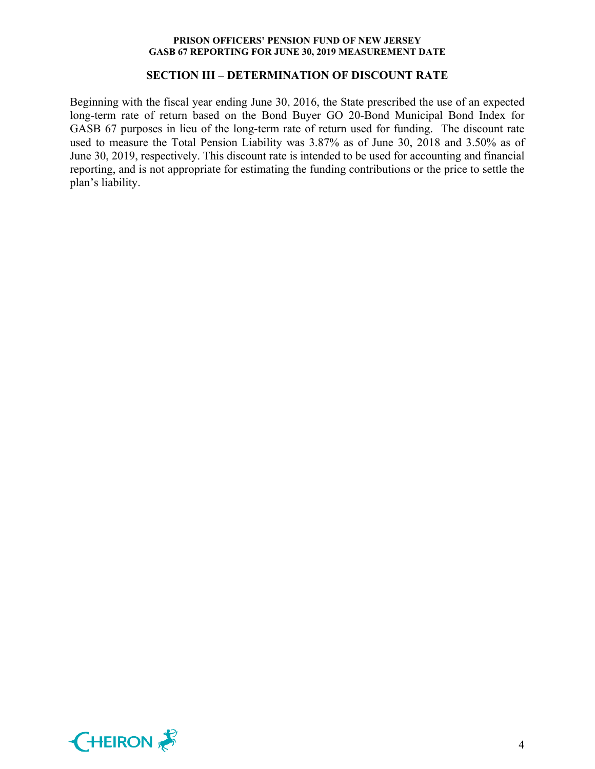## SECTION III – DETERMINATION OF DISCOUNT RATE

Beginning with the fiscal year ending June 30, 2016, the State prescribed the use of an expected long-term rate of return based on the Bond Buyer GO 20-Bond Municipal Bond Index for GASB 67 purposes in lieu of the long-term rate of return used for funding. The discount rate used to measure the Total Pension Liability was 3.87% as of June 30, 2018 and 3.50% as of June 30, 2019, respectively. This discount rate is intended to be used for accounting and financial reporting, and is not appropriate for estimating the funding contributions or the price to settle the plan's liability.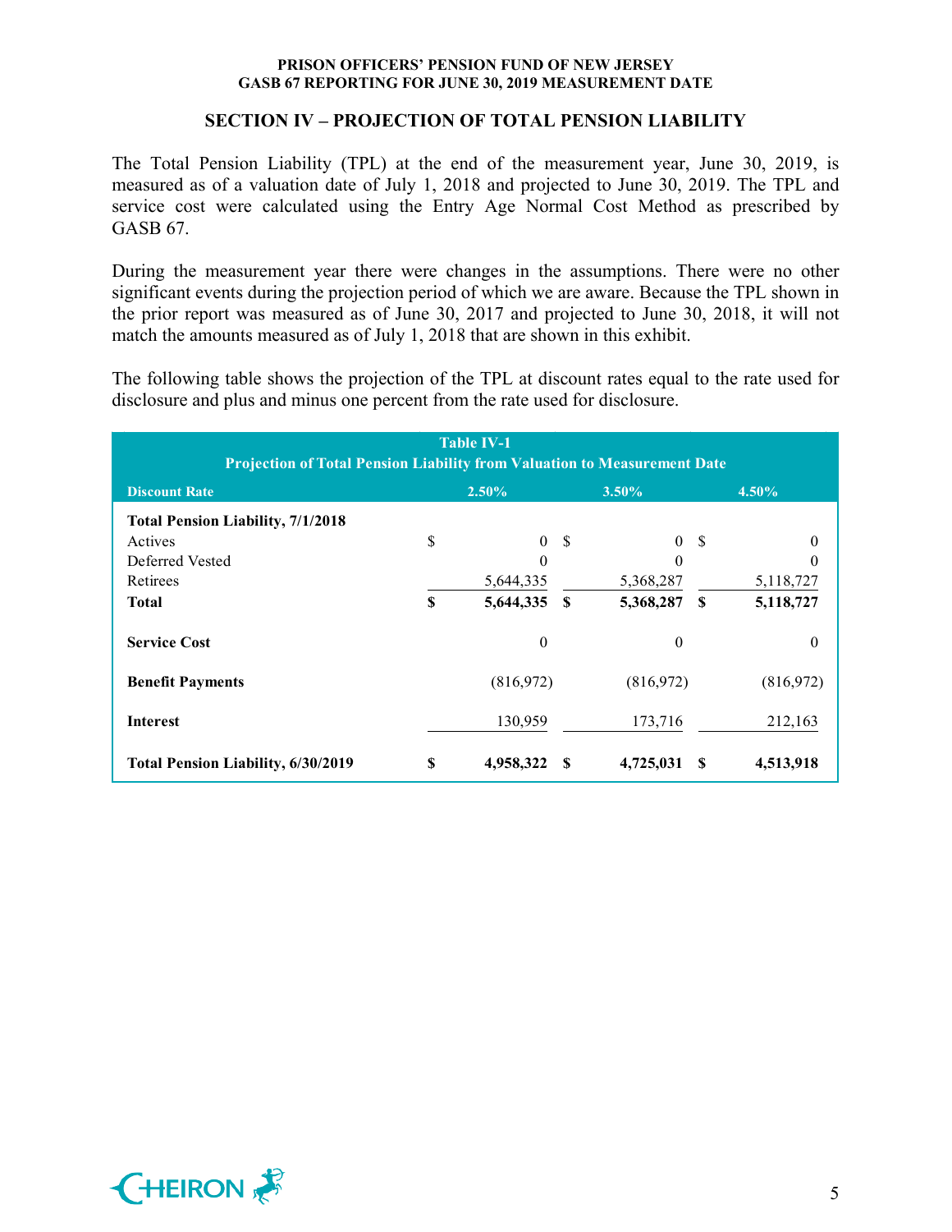## SECTION IV – PROJECTION OF TOTAL PENSION LIABILITY

The Total Pension Liability (TPL) at the end of the measurement year, June 30, 2019, is measured as of a valuation date of July 1, 2018 and projected to June 30, 2019. The TPL and service cost were calculated using the Entry Age Normal Cost Method as prescribed by GASB 67.

During the measurement year there were changes in the assumptions. There were no other significant events during the projection period of which we are aware. Because the TPL shown in the prior report was measured as of June 30, 2017 and projected to June 30, 2018, it will not match the amounts measured as of July 1, 2018 that are shown in this exhibit.

The following table shows the projection of the TPL at discount rates equal to the rate used for disclosure and plus and minus one percent from the rate used for disclosure.

**Table IV-1**
**Projection of Total Pension Liability from Valuation to Measurement Date**

| Discount Rate | 2.50% | 3.50% | 4.50% |
|---|---|---|---|
| **Total Pension Liability, 7/1/2018** | | | |
| Actives | $ 0 | $ 0 | $ 0 |
| Deferred Vested | 0 | 0 | 0 |
| Retirees | 5,644,335 | 5,368,287 | 5,118,727 |
| **Total** | **$ 5,644,335** | **$ 5,368,287** | **$ 5,118,727** |
| **Service Cost** | 0 | 0 | 0 |
| **Benefit Payments** | (816,972) | (816,972) | (816,972) |
| **Interest** | 130,959 | 173,716 | 212,163 |
| **Total Pension Liability, 6/30/2019** | **$ 4,958,322** | **$ 4,725,031** | **$ 4,513,918** |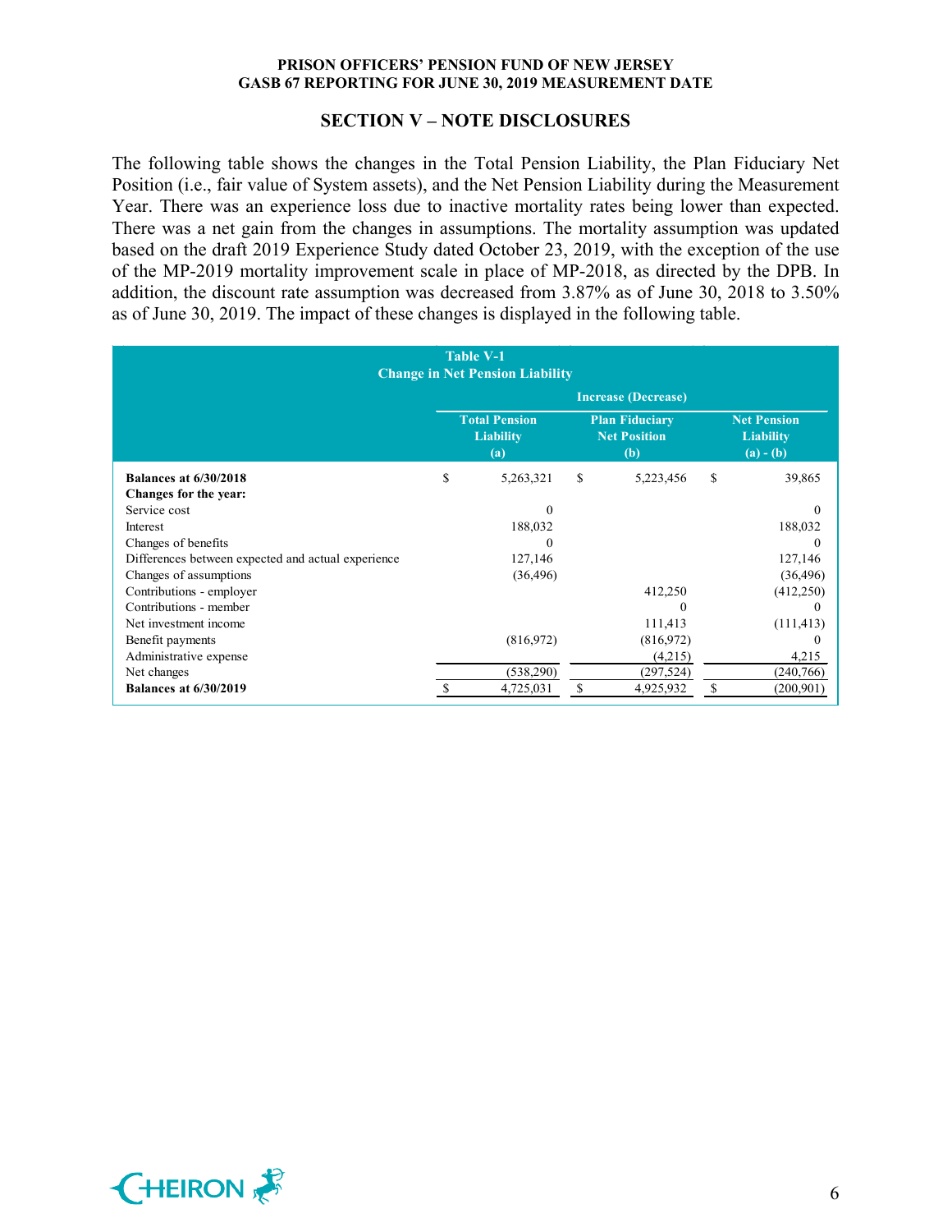## SECTION V – NOTE DISCLOSURES

The following table shows the changes in the Total Pension Liability, the Plan Fiduciary Net Position (i.e., fair value of System assets), and the Net Pension Liability during the Measurement Year. There was an experience loss due to inactive mortality rates being lower than expected. There was a net gain from the changes in assumptions. The mortality assumption was updated based on the draft 2019 Experience Study dated October 23, 2019, with the exception of the use of the MP-2019 mortality improvement scale in place of MP-2018, as directed by the DPB. In addition, the discount rate assumption was decreased from 3.87% as of June 30, 2018 to 3.50% as of June 30, 2019. The impact of these changes is displayed in the following table.

**Table V-1**
**Change in Net Pension Liability**

| | Increase (Decrease) | | |
|---|---|---|---|
| | **Total Pension Liability (a)** | **Plan Fiduciary Net Position (b)** | **Net Pension Liability (a) - (b)** |
| **Balances at 6/30/2018** | $ 5,263,321 | $ 5,223,456 | $ 39,865 |
| **Changes for the year:** | | | |
| Service cost | 0 | | 0 |
| Interest | 188,032 | | 188,032 |
| Changes of benefits | 0 | | 0 |
| Differences between expected and actual experience | 127,146 | | 127,146 |
| Changes of assumptions | (36,496) | | (36,496) |
| Contributions - employer | | 412,250 | (412,250) |
| Contributions - member | | 0 | 0 |
| Net investment income | | 111,413 | (111,413) |
| Benefit payments | (816,972) | (816,972) | 0 |
| Administrative expense | | (4,215) | 4,215 |
| Net changes | (538,290) | (297,524) | (240,766) |
| **Balances at 6/30/2019** | $ 4,725,031 | $ 4,925,932 | $ (200,901) |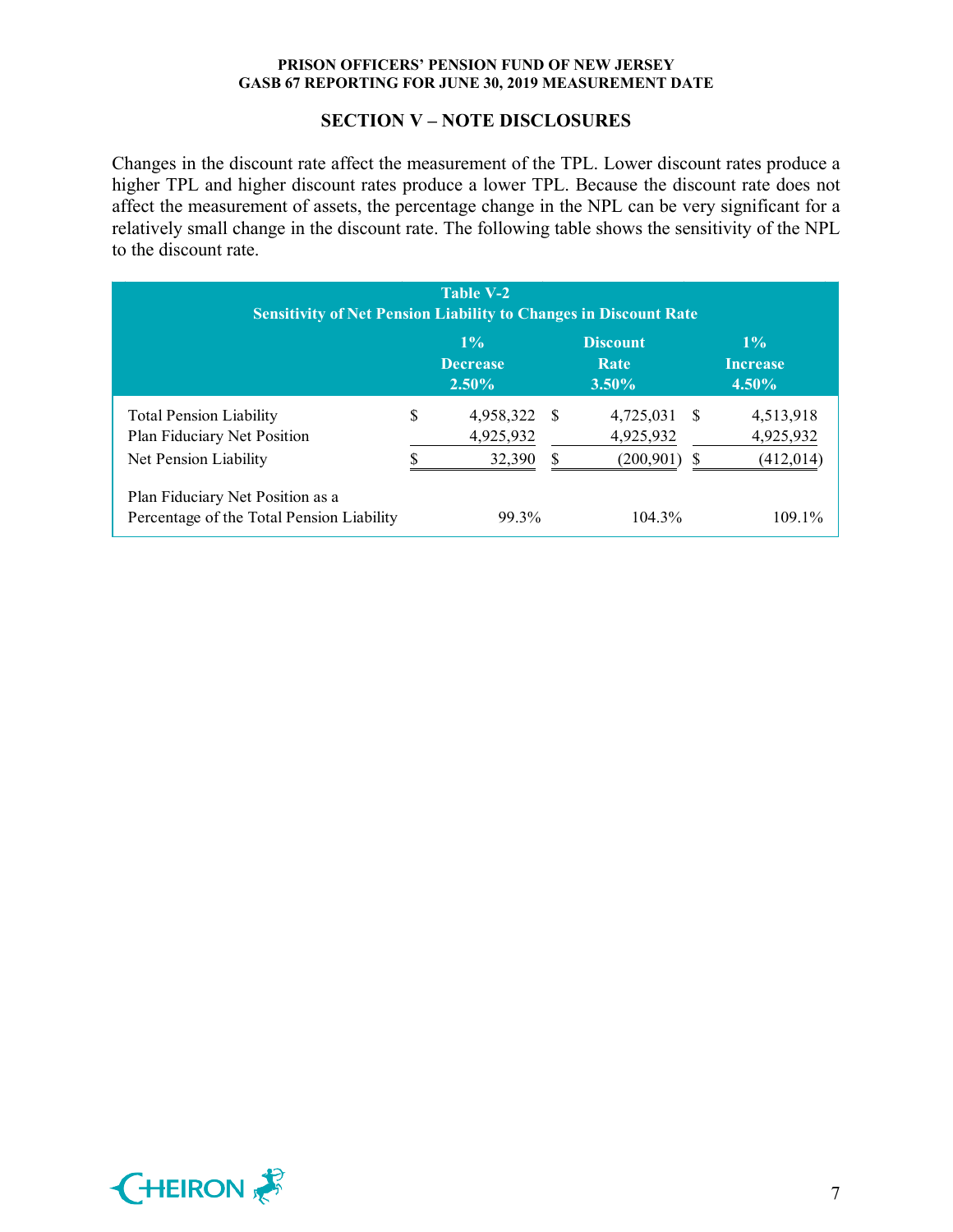## SECTION V – NOTE DISCLOSURES

Changes in the discount rate affect the measurement of the TPL. Lower discount rates produce a higher TPL and higher discount rates produce a lower TPL. Because the discount rate does not affect the measurement of assets, the percentage change in the NPL can be very significant for a relatively small change in the discount rate. The following table shows the sensitivity of the NPL to the discount rate.

**Table V-2**
**Sensitivity of Net Pension Liability to Changes in Discount Rate**

| | 1% Decrease 2.50% | Discount Rate 3.50% | 1% Increase 4.50% |
|---|---|---|---|
| Total Pension Liability | $ 4,958,322 | $ 4,725,031 | $ 4,513,918 |
| Plan Fiduciary Net Position | 4,925,932 | 4,925,932 | 4,925,932 |
| Net Pension Liability | $ 32,390 | $ (200,901) | $ (412,014) |
| Plan Fiduciary Net Position as a Percentage of the Total Pension Liability | 99.3% | 104.3% | 109.1% |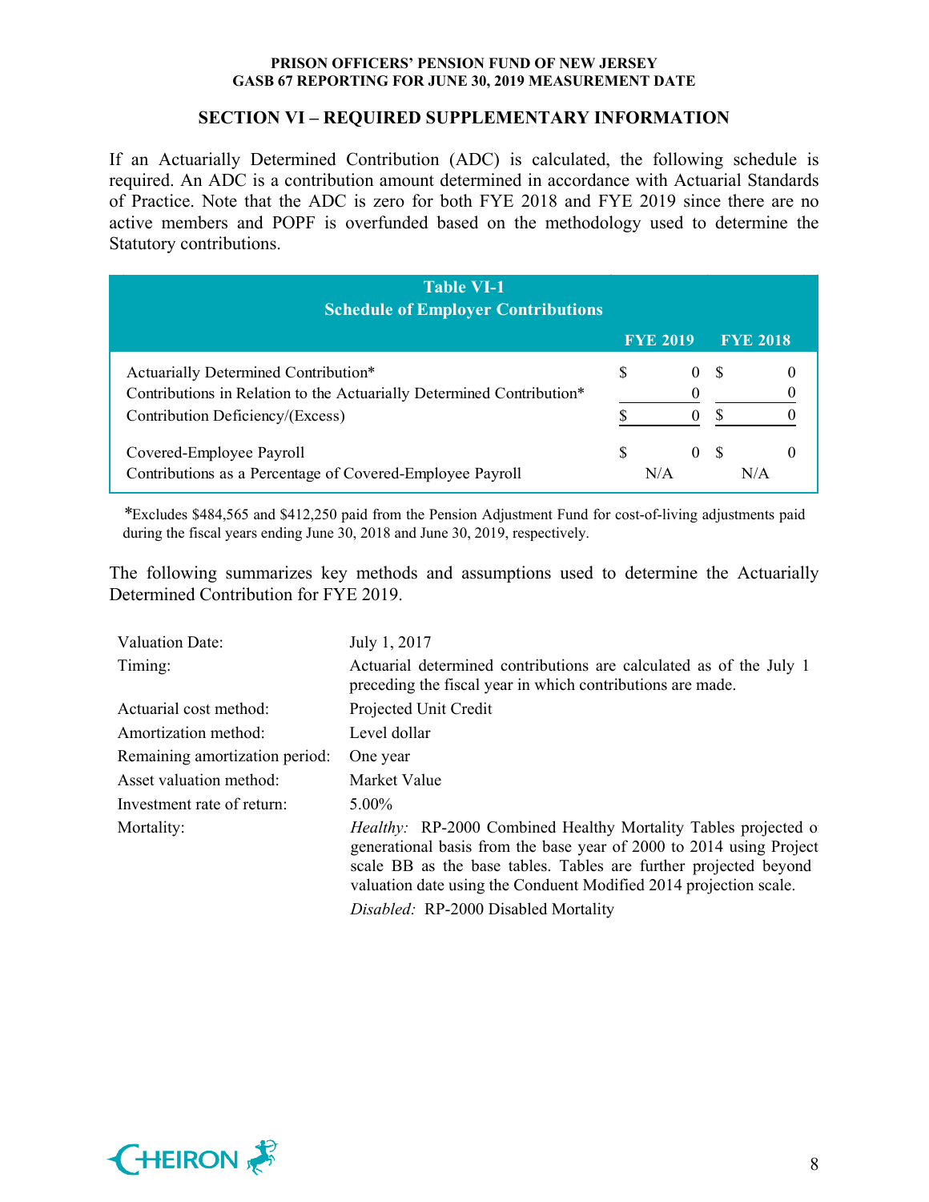## SECTION VI – REQUIRED SUPPLEMENTARY INFORMATION

If an Actuarially Determined Contribution (ADC) is calculated, the following schedule is required. An ADC is a contribution amount determined in accordance with Actuarial Standards of Practice. Note that the ADC is zero for both FYE 2018 and FYE 2019 since there are no active members and POPF is overfunded based on the methodology used to determine the Statutory contributions.

**Table VI-1**
**Schedule of Employer Contributions**

| | FYE 2019 | FYE 2018 |
|---|---|---|
| Actuarially Determined Contribution* | $ 0 | $ 0 |
| Contributions in Relation to the Actuarially Determined Contribution* | 0 | 0 |
| Contribution Deficiency/(Excess) | $ 0 | $ 0 |
| Covered-Employee Payroll | $ 0 | $ 0 |
| Contributions as a Percentage of Covered-Employee Payroll | N/A | N/A |

*Excludes $484,565 and $412,250 paid from the Pension Adjustment Fund for cost-of-living adjustments paid during the fiscal years ending June 30, 2018 and June 30, 2019, respectively.

The following summarizes key methods and assumptions used to determine the Actuarially Determined Contribution for FYE 2019.

| | |
|---|---|
| Valuation Date: | July 1, 2017 |
| Timing: | Actuarial determined contributions are calculated as of the July 1 preceding the fiscal year in which contributions are made. |
| Actuarial cost method: | Projected Unit Credit |
| Amortization method: | Level dollar |
| Remaining amortization period: | One year |
| Asset valuation method: | Market Value |
| Investment rate of return: | 5.00% |
| Mortality: | *Healthy:* RP-2000 Combined Healthy Mortality Tables projected o generational basis from the base year of 2000 to 2014 using Project scale BB as the base tables. Tables are further projected beyond valuation date using the Conduent Modified 2014 projection scale.<br>*Disabled:* RP-2000 Disabled Mortality |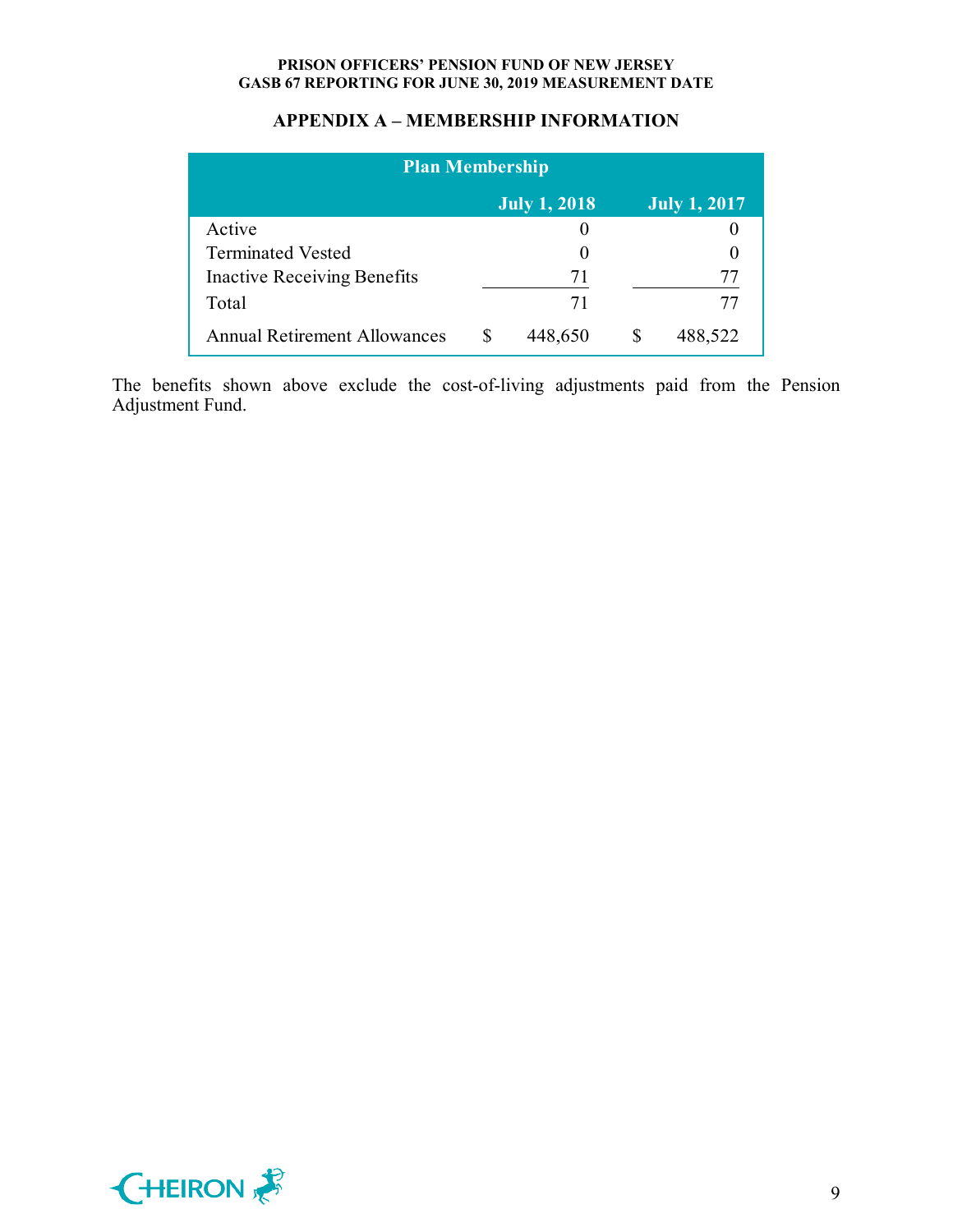## APPENDIX A – MEMBERSHIP INFORMATION

| Plan Membership | | |
|---|---|---|
| | July 1, 2018 | July 1, 2017 |
| Active | 0 | 0 |
| Terminated Vested | 0 | 0 |
| Inactive Receiving Benefits | 71 | 77 |
| Total | 71 | 77 |
| Annual Retirement Allowances | $ 448,650 | $ 488,522 |

The benefits shown above exclude the cost-of-living adjustments paid from the Pension Adjustment Fund.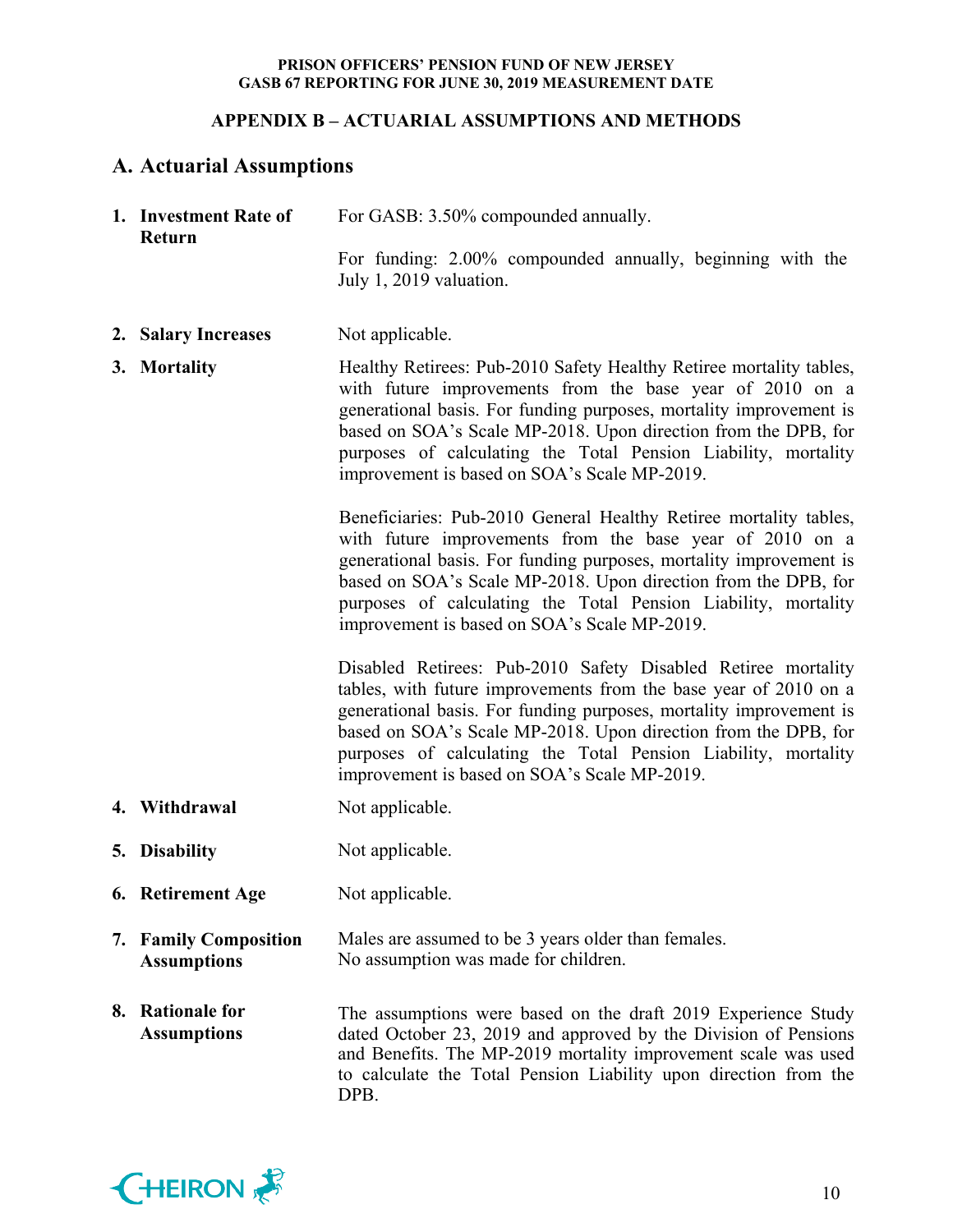## APPENDIX B – ACTUARIAL ASSUMPTIONS AND METHODS

## A. Actuarial Assumptions

1. **Investment Rate of Return**

   For GASB: 3.50% compounded annually.

   For funding: 2.00% compounded annually, beginning with the July 1, 2019 valuation.

2. **Salary Increases**

   Not applicable.

3. **Mortality**

   Healthy Retirees: Pub-2010 Safety Healthy Retiree mortality tables, with future improvements from the base year of 2010 on a generational basis. For funding purposes, mortality improvement is based on SOA's Scale MP-2018. Upon direction from the DPB, for purposes of calculating the Total Pension Liability, mortality improvement is based on SOA's Scale MP-2019.

   Beneficiaries: Pub-2010 General Healthy Retiree mortality tables, with future improvements from the base year of 2010 on a generational basis. For funding purposes, mortality improvement is based on SOA's Scale MP-2018. Upon direction from the DPB, for purposes of calculating the Total Pension Liability, mortality improvement is based on SOA's Scale MP-2019.

   Disabled Retirees: Pub-2010 Safety Disabled Retiree mortality tables, with future improvements from the base year of 2010 on a generational basis. For funding purposes, mortality improvement is based on SOA's Scale MP-2018. Upon direction from the DPB, for purposes of calculating the Total Pension Liability, mortality improvement is based on SOA's Scale MP-2019.

4. **Withdrawal**

   Not applicable.

5. **Disability**

   Not applicable.

6. **Retirement Age**

   Not applicable.

7. **Family Composition Assumptions**

   Males are assumed to be 3 years older than females.
   No assumption was made for children.

8. **Rationale for Assumptions**

   The assumptions were based on the draft 2019 Experience Study dated October 23, 2019 and approved by the Division of Pensions and Benefits. The MP-2019 mortality improvement scale was used to calculate the Total Pension Liability upon direction from the DPB.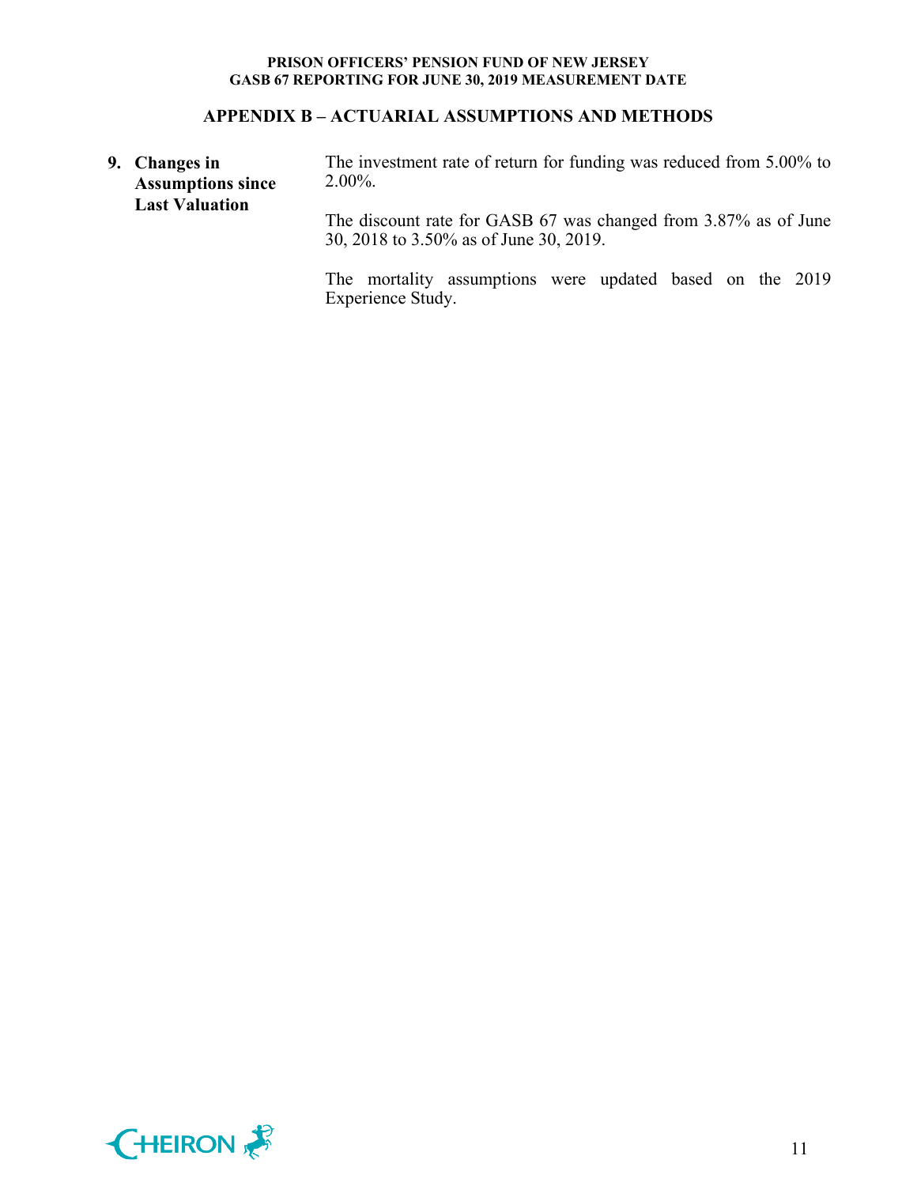## APPENDIX B – ACTUARIAL ASSUMPTIONS AND METHODS

**9. Changes in Assumptions since Last Valuation**

The investment rate of return for funding was reduced from 5.00% to 2.00%.

The discount rate for GASB 67 was changed from 3.87% as of June 30, 2018 to 3.50% as of June 30, 2019.

The mortality assumptions were updated based on the 2019 Experience Study.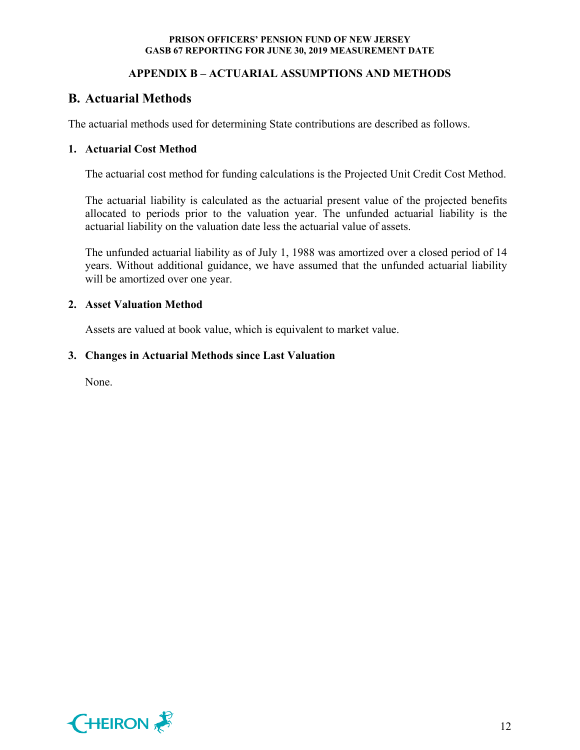## APPENDIX B – ACTUARIAL ASSUMPTIONS AND METHODS

## B. Actuarial Methods

The actuarial methods used for determining State contributions are described as follows.

### 1. Actuarial Cost Method

The actuarial cost method for funding calculations is the Projected Unit Credit Cost Method.

The actuarial liability is calculated as the actuarial present value of the projected benefits allocated to periods prior to the valuation year. The unfunded actuarial liability is the actuarial liability on the valuation date less the actuarial value of assets.

The unfunded actuarial liability as of July 1, 1988 was amortized over a closed period of 14 years. Without additional guidance, we have assumed that the unfunded actuarial liability will be amortized over one year.

### 2. Asset Valuation Method

Assets are valued at book value, which is equivalent to market value.

### 3. Changes in Actuarial Methods since Last Valuation

None.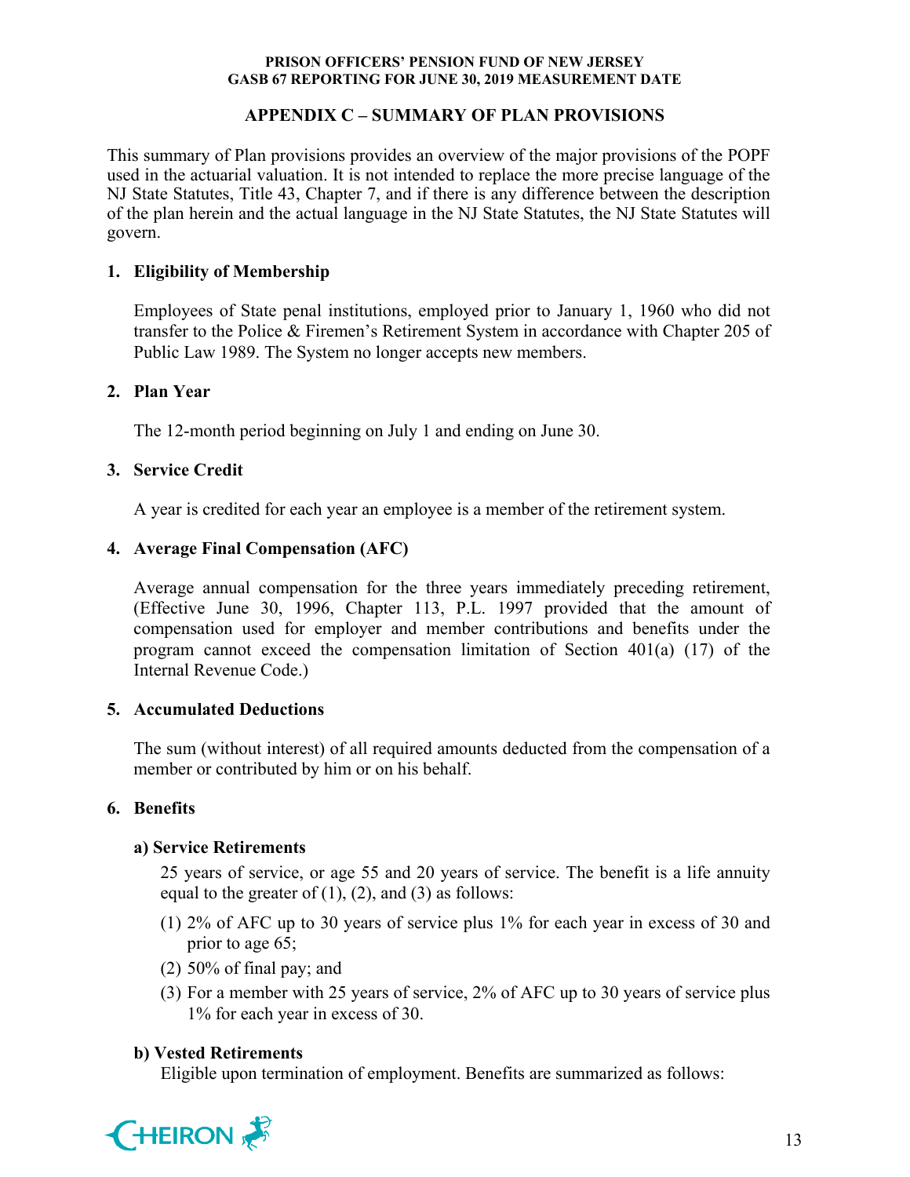## APPENDIX C – SUMMARY OF PLAN PROVISIONS

This summary of Plan provisions provides an overview of the major provisions of the POPF used in the actuarial valuation. It is not intended to replace the more precise language of the NJ State Statutes, Title 43, Chapter 7, and if there is any difference between the description of the plan herein and the actual language in the NJ State Statutes, the NJ State Statutes will govern.

### 1. Eligibility of Membership

Employees of State penal institutions, employed prior to January 1, 1960 who did not transfer to the Police & Firemen's Retirement System in accordance with Chapter 205 of Public Law 1989. The System no longer accepts new members.

### 2. Plan Year

The 12-month period beginning on July 1 and ending on June 30.

### 3. Service Credit

A year is credited for each year an employee is a member of the retirement system.

### 4. Average Final Compensation (AFC)

Average annual compensation for the three years immediately preceding retirement, (Effective June 30, 1996, Chapter 113, P.L. 1997 provided that the amount of compensation used for employer and member contributions and benefits under the program cannot exceed the compensation limitation of Section 401(a) (17) of the Internal Revenue Code.)

### 5. Accumulated Deductions

The sum (without interest) of all required amounts deducted from the compensation of a member or contributed by him or on his behalf.

### 6. Benefits

**a) Service Retirements**

25 years of service, or age 55 and 20 years of service. The benefit is a life annuity equal to the greater of (1), (2), and (3) as follows:

(1) 2% of AFC up to 30 years of service plus 1% for each year in excess of 30 and prior to age 65;

(2) 50% of final pay; and

(3) For a member with 25 years of service, 2% of AFC up to 30 years of service plus 1% for each year in excess of 30.

**b) Vested Retirements**

Eligible upon termination of employment. Benefits are summarized as follows: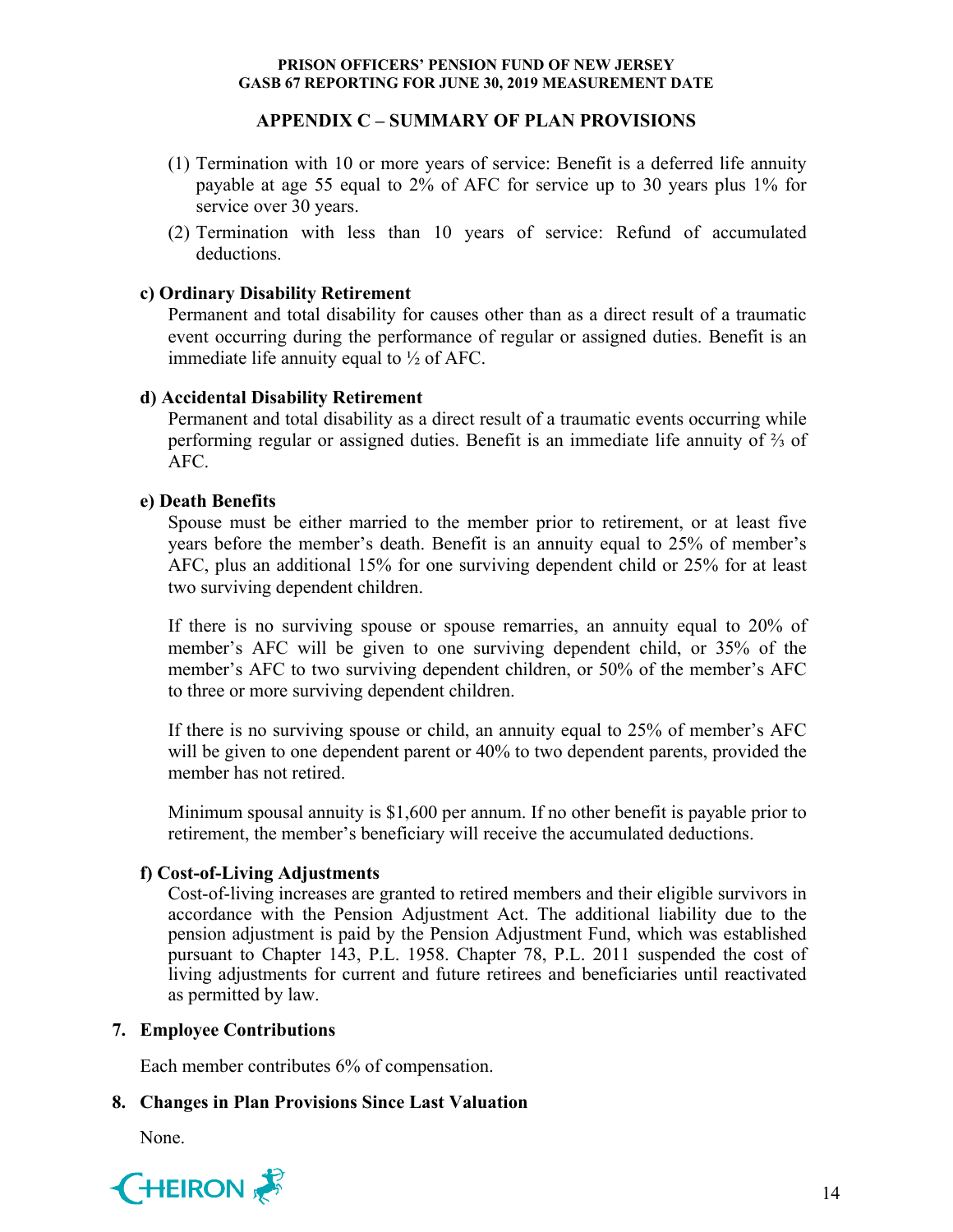## APPENDIX C – SUMMARY OF PLAN PROVISIONS

(1) Termination with 10 or more years of service: Benefit is a deferred life annuity payable at age 55 equal to 2% of AFC for service up to 30 years plus 1% for service over 30 years.

(2) Termination with less than 10 years of service: Refund of accumulated deductions.

**c) Ordinary Disability Retirement**

Permanent and total disability for causes other than as a direct result of a traumatic event occurring during the performance of regular or assigned duties. Benefit is an immediate life annuity equal to ½ of AFC.

**d) Accidental Disability Retirement**

Permanent and total disability as a direct result of a traumatic events occurring while performing regular or assigned duties. Benefit is an immediate life annuity of ⅔ of AFC.

**e) Death Benefits**

Spouse must be either married to the member prior to retirement, or at least five years before the member's death. Benefit is an annuity equal to 25% of member's AFC, plus an additional 15% for one surviving dependent child or 25% for at least two surviving dependent children.

If there is no surviving spouse or spouse remarries, an annuity equal to 20% of member's AFC will be given to one surviving dependent child, or 35% of the member's AFC to two surviving dependent children, or 50% of the member's AFC to three or more surviving dependent children.

If there is no surviving spouse or child, an annuity equal to 25% of member's AFC will be given to one dependent parent or 40% to two dependent parents, provided the member has not retired.

Minimum spousal annuity is $1,600 per annum. If no other benefit is payable prior to retirement, the member's beneficiary will receive the accumulated deductions.

**f) Cost-of-Living Adjustments**

Cost-of-living increases are granted to retired members and their eligible survivors in accordance with the Pension Adjustment Act. The additional liability due to the pension adjustment is paid by the Pension Adjustment Fund, which was established pursuant to Chapter 143, P.L. 1958. Chapter 78, P.L. 2011 suspended the cost of living adjustments for current and future retirees and beneficiaries until reactivated as permitted by law.

### 7. Employee Contributions

Each member contributes 6% of compensation.

### 8. Changes in Plan Provisions Since Last Valuation

None.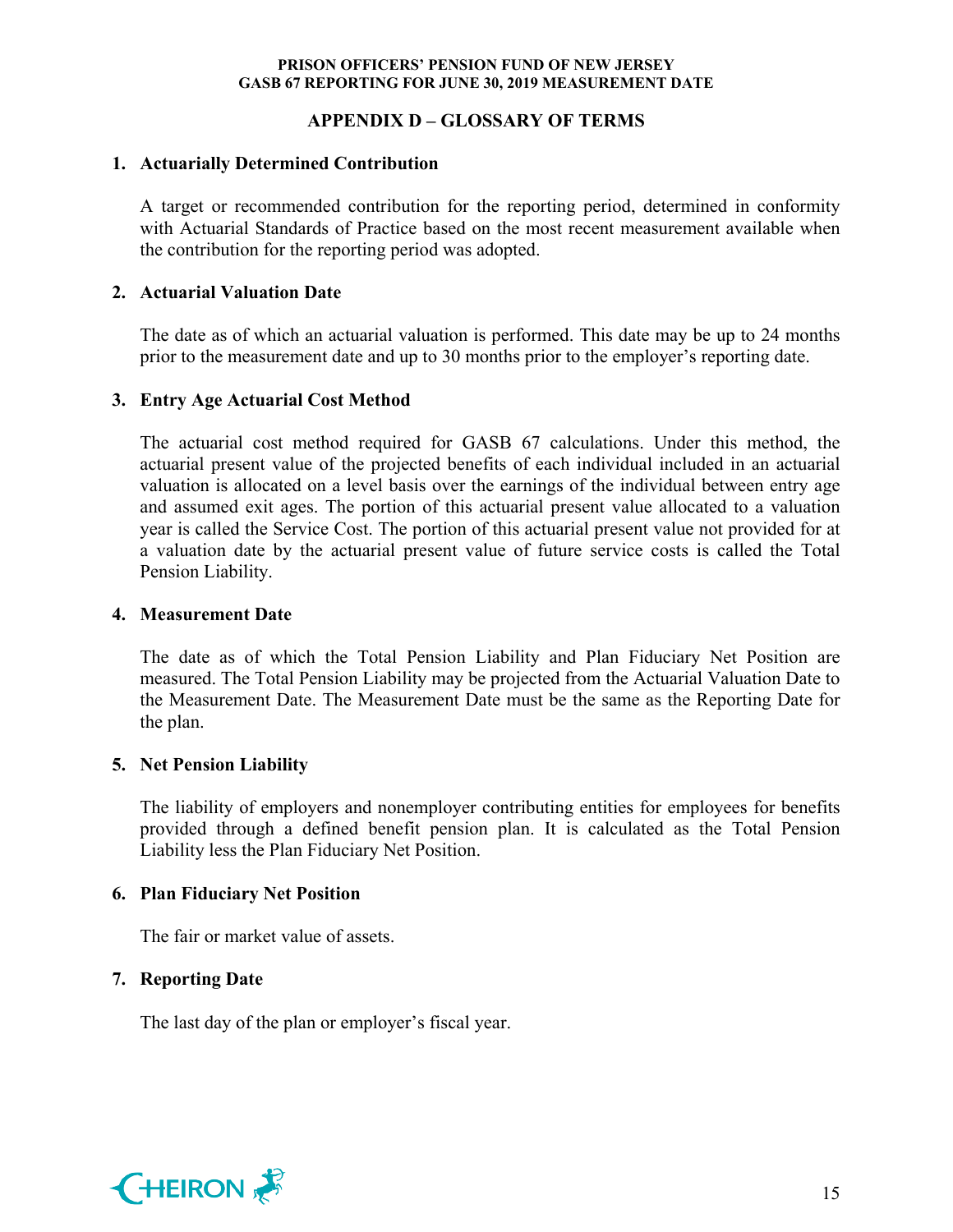## APPENDIX D – GLOSSARY OF TERMS

1. **Actuarially Determined Contribution**

   A target or recommended contribution for the reporting period, determined in conformity with Actuarial Standards of Practice based on the most recent measurement available when the contribution for the reporting period was adopted.

2. **Actuarial Valuation Date**

   The date as of which an actuarial valuation is performed. This date may be up to 24 months prior to the measurement date and up to 30 months prior to the employer's reporting date.

3. **Entry Age Actuarial Cost Method**

   The actuarial cost method required for GASB 67 calculations. Under this method, the actuarial present value of the projected benefits of each individual included in an actuarial valuation is allocated on a level basis over the earnings of the individual between entry age and assumed exit ages. The portion of this actuarial present value allocated to a valuation year is called the Service Cost. The portion of this actuarial present value not provided for at a valuation date by the actuarial present value of future service costs is called the Total Pension Liability.

4. **Measurement Date**

   The date as of which the Total Pension Liability and Plan Fiduciary Net Position are measured. The Total Pension Liability may be projected from the Actuarial Valuation Date to the Measurement Date. The Measurement Date must be the same as the Reporting Date for the plan.

5. **Net Pension Liability**

   The liability of employers and nonemployer contributing entities for employees for benefits provided through a defined benefit pension plan. It is calculated as the Total Pension Liability less the Plan Fiduciary Net Position.

6. **Plan Fiduciary Net Position**

   The fair or market value of assets.

7. **Reporting Date**

   The last day of the plan or employer's fiscal year.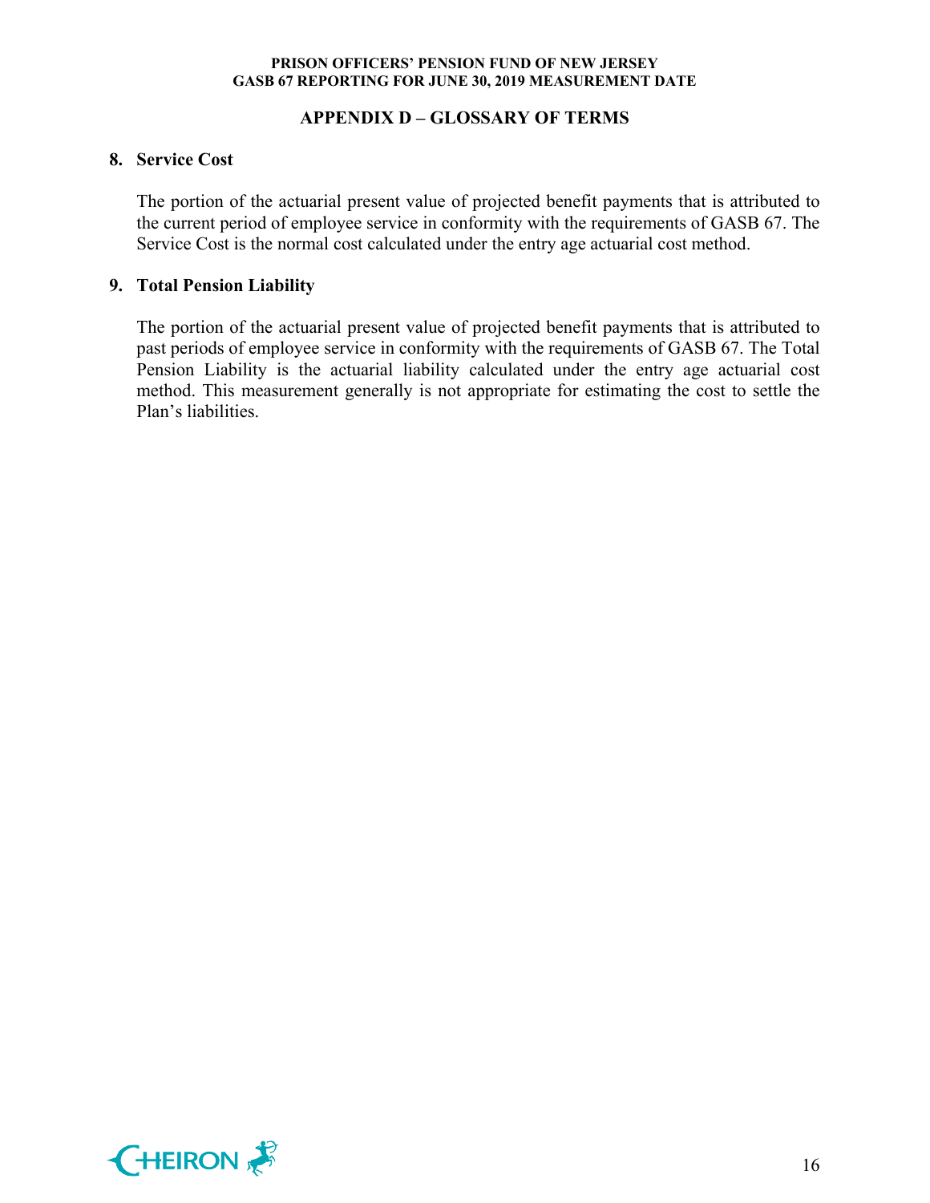## APPENDIX D – GLOSSARY OF TERMS

### 8. Service Cost

The portion of the actuarial present value of projected benefit payments that is attributed to the current period of employee service in conformity with the requirements of GASB 67. The Service Cost is the normal cost calculated under the entry age actuarial cost method.

### 9. Total Pension Liability

The portion of the actuarial present value of projected benefit payments that is attributed to past periods of employee service in conformity with the requirements of GASB 67. The Total Pension Liability is the actuarial liability calculated under the entry age actuarial cost method. This measurement generally is not appropriate for estimating the cost to settle the Plan's liabilities.